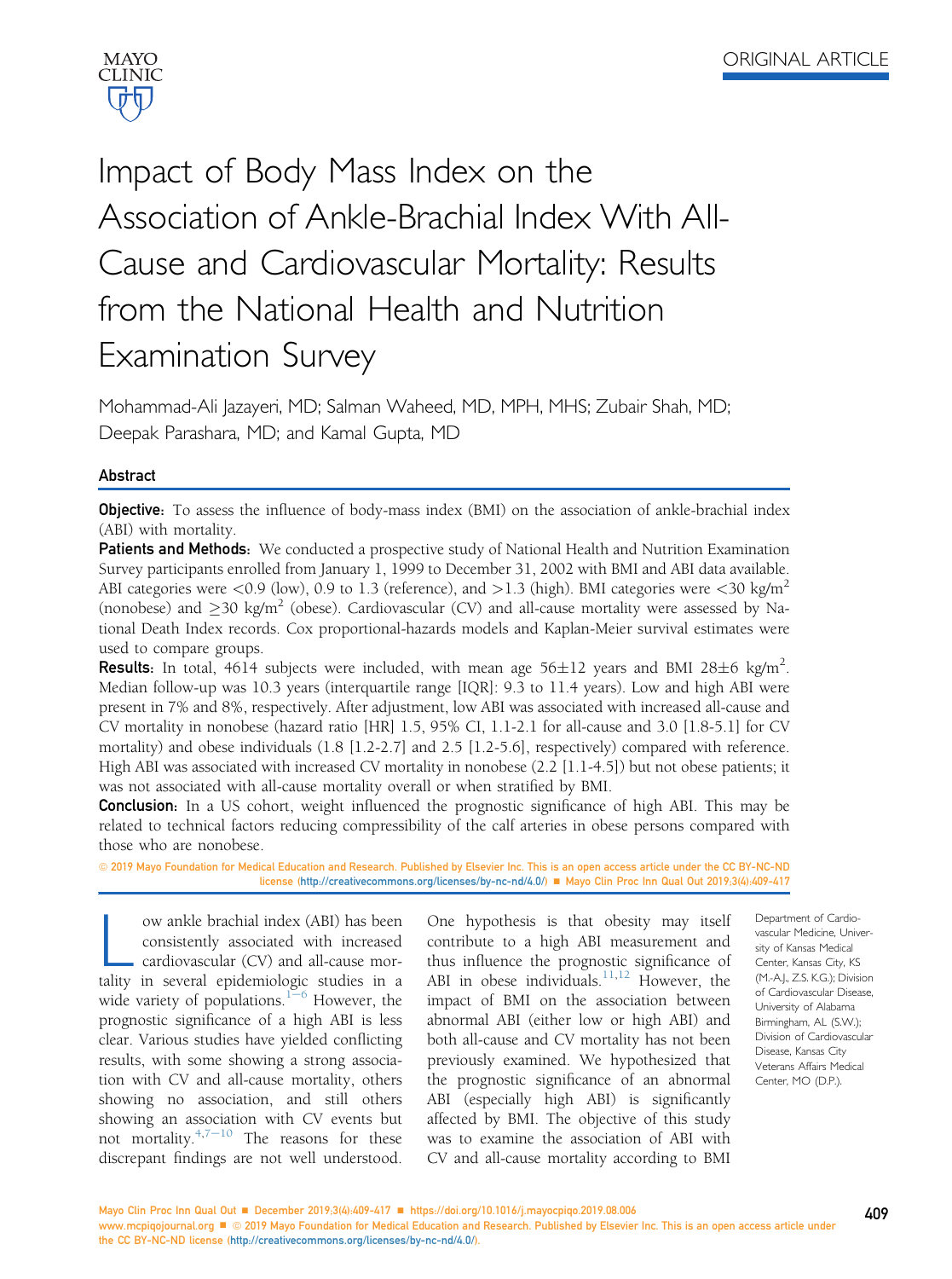ORIGINAL ARTICLE

# Impact of Body Mass Index on the Association of Ankle-Brachial Index With All-Cause and Cardiovascular Mortality: Results from the National Health and Nutrition Examination Survey

Mohammad-Ali Jazayeri, MD; Salman Waheed, MD, MPH, MHS; Zubair Shah, MD; Deepak Parashara, MD; and Kamal Gupta, MD

## Abstract

**Objective:** To assess the influence of body-mass index (BMI) on the association of ankle-brachial index (ABI) with mortality.

**Patients and Methods:** We conducted a prospective study of National Health and Nutrition Examination Survey participants enrolled from January 1, 1999 to December 31, 2002 with BMI and ABI data available. ABI categories were <0.9 (low), 0.9 to 1.3 (reference), and >1.3 (high). BMI categories were <30 kg/m$^2$ (nonobese) and ≥30 kg/m$^2$ (obese). Cardiovascular (CV) and all-cause mortality were assessed by National Death Index records. Cox proportional-hazards models and Kaplan-Meier survival estimates were used to compare groups.

**Results:** In total, 4614 subjects were included, with mean age 56±12 years and BMI 28±6 kg/m$^2$. Median follow-up was 10.3 years (interquartile range [IQR]: 9.3 to 11.4 years). Low and high ABI were present in 7% and 8%, respectively. After adjustment, low ABI was associated with increased all-cause and CV mortality in nonobese (hazard ratio [HR] 1.5, 95% CI, 1.1-2.1 for all-cause and 3.0 [1.8-5.1] for CV mortality) and obese individuals (1.8 [1.2-2.7] and 2.5 [1.2-5.6], respectively) compared with reference. High ABI was associated with increased CV mortality in nonobese (2.2 [1.1-4.5]) but not obese patients; it was not associated with all-cause mortality overall or when stratified by BMI.

**Conclusion:** In a US cohort, weight influenced the prognostic significance of high ABI. This may be related to technical factors reducing compressibility of the calf arteries in obese persons compared with those who are nonobese.

© 2019 Mayo Foundation for Medical Education and Research. Published by Elsevier Inc. This is an open access article under the CC BY-NC-ND license (http://creativecommons.org/licenses/by-nc-nd/4.0/) ■ Mayo Clin Proc Inn Qual Out 2019;3(4):409-417

Department of Cardiovascular Medicine, University of Kansas Medical Center, Kansas City, KS (M.-A.J., Z.S. K.G.); Division of Cardiovascular Disease, University of Alabama Birmingham, AL (S.W.); Division of Cardiovascular Disease, Kansas City Veterans Affairs Medical Center, MO (D.P.).

Low ankle brachial index (ABI) has been consistently associated with increased cardiovascular (CV) and all-cause mortality in several epidemiologic studies in a wide variety of populations.[1-6] However, the prognostic significance of a high ABI is less clear. Various studies have yielded conflicting results, with some showing a strong association with CV and all-cause mortality, others showing no association, and still others showing an association with CV events but not mortality.[4,7-10] The reasons for these discrepant findings are not well understood. One hypothesis is that obesity may itself contribute to a high ABI measurement and thus influence the prognostic significance of ABI in obese individuals.[11,12] However, the impact of BMI on the association between abnormal ABI (either low or high ABI) and both all-cause and CV mortality has not been previously examined. We hypothesized that the prognostic significance of an abnormal ABI (especially high ABI) is significantly affected by BMI. The objective of this study was to examine the association of ABI with CV and all-cause mortality according to BMI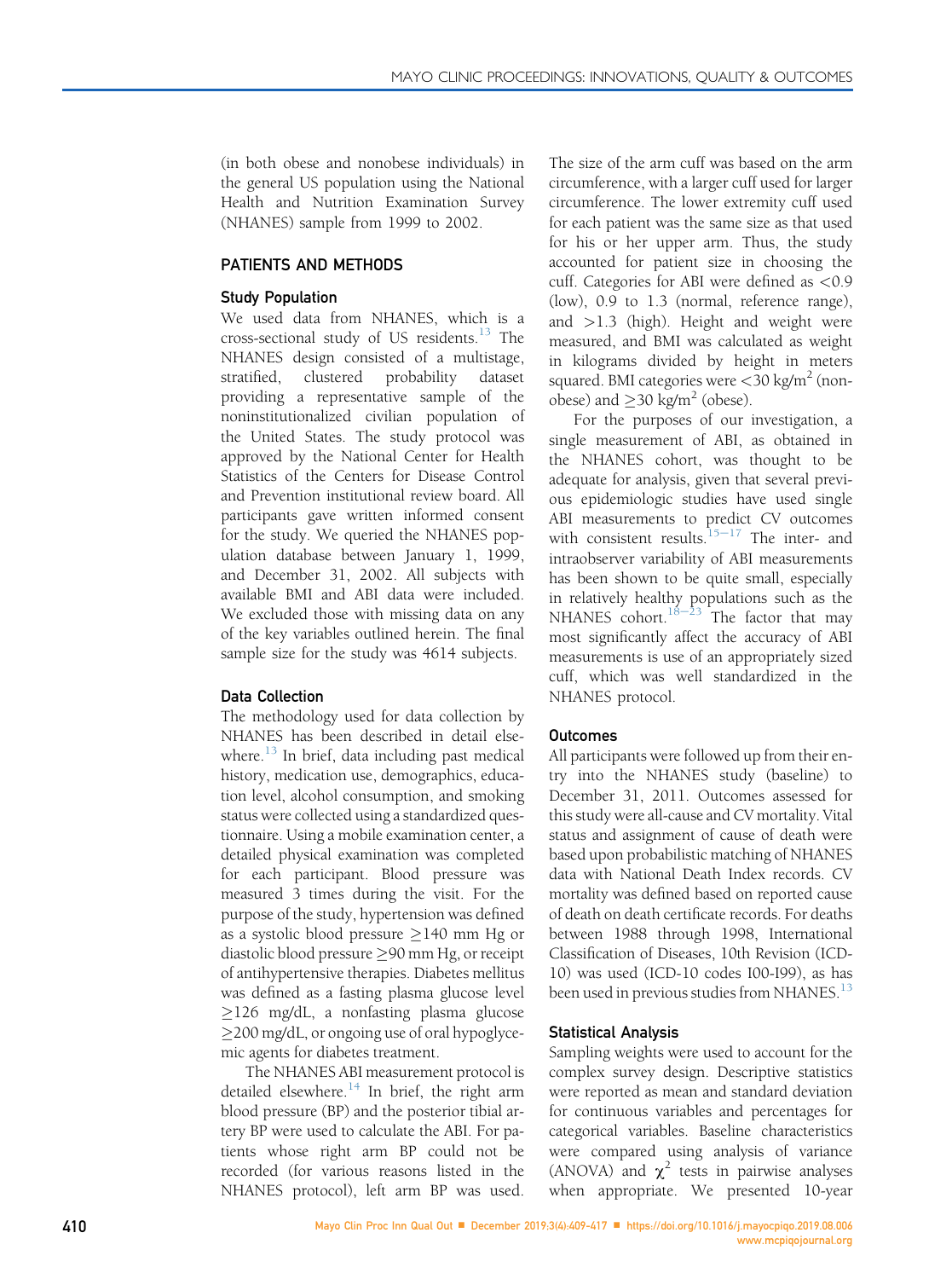(in both obese and nonobese individuals) in the general US population using the National Health and Nutrition Examination Survey (NHANES) sample from 1999 to 2002.

## PATIENTS AND METHODS

### Study Population

We used data from NHANES, which is a cross-sectional study of US residents.[13] The NHANES design consisted of a multistage, stratified, clustered probability dataset providing a representative sample of the noninstitutionalized civilian population of the United States. The study protocol was approved by the National Center for Health Statistics of the Centers for Disease Control and Prevention institutional review board. All participants gave written informed consent for the study. We queried the NHANES population database between January 1, 1999, and December 31, 2002. All subjects with available BMI and ABI data were included. We excluded those with missing data on any of the key variables outlined herein. The final sample size for the study was 4614 subjects.

### Data Collection

The methodology used for data collection by NHANES has been described in detail elsewhere.[13] In brief, data including past medical history, medication use, demographics, education level, alcohol consumption, and smoking status were collected using a standardized questionnaire. Using a mobile examination center, a detailed physical examination was completed for each participant. Blood pressure was measured 3 times during the visit. For the purpose of the study, hypertension was defined as a systolic blood pressure $\geq$140 mm Hg or diastolic blood pressure $\geq$90 mm Hg, or receipt of antihypertensive therapies. Diabetes mellitus was defined as a fasting plasma glucose level $\geq$126 mg/dL, a nonfasting plasma glucose $\geq$200 mg/dL, or ongoing use of oral hypoglycemic agents for diabetes treatment.

The NHANES ABI measurement protocol is detailed elsewhere.[14] In brief, the right arm blood pressure (BP) and the posterior tibial artery BP were used to calculate the ABI. For patients whose right arm BP could not be recorded (for various reasons listed in the NHANES protocol), left arm BP was used. The size of the arm cuff was based on the arm circumference, with a larger cuff used for larger circumference. The lower extremity cuff used for each patient was the same size as that used for his or her upper arm. Thus, the study accounted for patient size in choosing the cuff. Categories for ABI were defined as <0.9 (low), 0.9 to 1.3 (normal, reference range), and >1.3 (high). Height and weight were measured, and BMI was calculated as weight in kilograms divided by height in meters squared. BMI categories were <30 kg/m$^2$ (nonobese) and $\geq$30 kg/m$^2$ (obese).

For the purposes of our investigation, a single measurement of ABI, as obtained in the NHANES cohort, was thought to be adequate for analysis, given that several previous epidemiologic studies have used single ABI measurements to predict CV outcomes with consistent results.[15-17] The inter- and intraobserver variability of ABI measurements has been shown to be quite small, especially in relatively healthy populations such as the NHANES cohort.[18-23] The factor that may most significantly affect the accuracy of ABI measurements is use of an appropriately sized cuff, which was well standardized in the NHANES protocol.

### Outcomes

All participants were followed up from their entry into the NHANES study (baseline) to December 31, 2011. Outcomes assessed for this study were all-cause and CV mortality. Vital status and assignment of cause of death were based upon probabilistic matching of NHANES data with National Death Index records. CV mortality was defined based on reported cause of death on death certificate records. For deaths between 1988 through 1998, International Classification of Diseases, 10th Revision (ICD-10) was used (ICD-10 codes I00-I99), as has been used in previous studies from NHANES.[13]

### Statistical Analysis

Sampling weights were used to account for the complex survey design. Descriptive statistics were reported as mean and standard deviation for continuous variables and percentages for categorical variables. Baseline characteristics were compared using analysis of variance (ANOVA) and $\chi^2$ tests in pairwise analyses when appropriate. We presented 10-year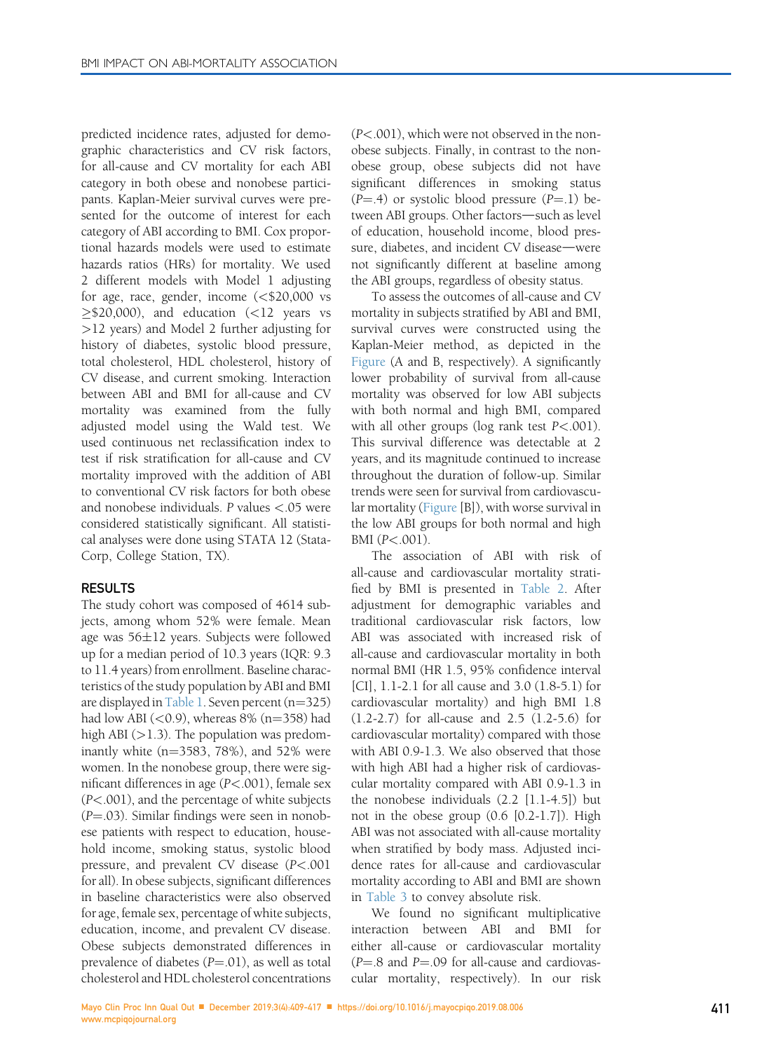predicted incidence rates, adjusted for demographic characteristics and CV risk factors, for all-cause and CV mortality for each ABI category in both obese and nonobese participants. Kaplan-Meier survival curves were presented for the outcome of interest for each category of ABI according to BMI. Cox proportional hazards models were used to estimate hazards ratios (HRs) for mortality. We used 2 different models with Model 1 adjusting for age, race, gender, income (<\$20,000 vs ≥\$20,000), and education (<12 years vs >12 years) and Model 2 further adjusting for history of diabetes, systolic blood pressure, total cholesterol, HDL cholesterol, history of CV disease, and current smoking. Interaction between ABI and BMI for all-cause and CV mortality was examined from the fully adjusted model using the Wald test. We used continuous net reclassification index to test if risk stratification for all-cause and CV mortality improved with the addition of ABI to conventional CV risk factors for both obese and nonobese individuals. *P* values <.05 were considered statistically significant. All statistical analyses were done using STATA 12 (StataCorp, College Station, TX).

## RESULTS

The study cohort was composed of 4614 subjects, among whom 52% were female. Mean age was 56±12 years. Subjects were followed up for a median period of 10.3 years (IQR: 9.3 to 11.4 years) from enrollment. Baseline characteristics of the study population by ABI and BMI are displayed in Table 1. Seven percent (n=325) had low ABI (<0.9), whereas 8% (n=358) had high ABI (>1.3). The population was predominantly white (n=3583, 78%), and 52% were women. In the nonobese group, there were significant differences in age (*P*<.001), female sex (*P*<.001), and the percentage of white subjects (*P*=.03). Similar findings were seen in nonobese patients with respect to education, household income, smoking status, systolic blood pressure, and prevalent CV disease (*P*<.001 for all). In obese subjects, significant differences in baseline characteristics were also observed for age, female sex, percentage of white subjects, education, income, and prevalent CV disease. Obese subjects demonstrated differences in prevalence of diabetes (*P*=.01), as well as total cholesterol and HDL cholesterol concentrations (*P*<.001), which were not observed in the nonobese subjects. Finally, in contrast to the nonobese group, obese subjects did not have significant differences in smoking status (*P*=.4) or systolic blood pressure (*P*=.1) between ABI groups. Other factors—such as level of education, household income, blood pressure, diabetes, and incident CV disease—were not significantly different at baseline among the ABI groups, regardless of obesity status.

To assess the outcomes of all-cause and CV mortality in subjects stratified by ABI and BMI, survival curves were constructed using the Kaplan-Meier method, as depicted in the Figure (A and B, respectively). A significantly lower probability of survival from all-cause mortality was observed for low ABI subjects with both normal and high BMI, compared with all other groups (log rank test *P*<.001). This survival difference was detectable at 2 years, and its magnitude continued to increase throughout the duration of follow-up. Similar trends were seen for survival from cardiovascular mortality (Figure [B]), with worse survival in the low ABI groups for both normal and high BMI (*P*<.001).

The association of ABI with risk of all-cause and cardiovascular mortality stratified by BMI is presented in Table 2. After adjustment for demographic variables and traditional cardiovascular risk factors, low ABI was associated with increased risk of all-cause and cardiovascular mortality in both normal BMI (HR 1.5, 95% confidence interval [CI], 1.1-2.1 for all cause and 3.0 (1.8-5.1) for cardiovascular mortality) and high BMI 1.8 (1.2-2.7) for all-cause and 2.5 (1.2-5.6) for cardiovascular mortality) compared with those with ABI 0.9-1.3. We also observed that those with high ABI had a higher risk of cardiovascular mortality compared with ABI 0.9-1.3 in the nonobese individuals (2.2 [1.1-4.5]) but not in the obese group (0.6 [0.2-1.7]). High ABI was not associated with all-cause mortality when stratified by body mass. Adjusted incidence rates for all-cause and cardiovascular mortality according to ABI and BMI are shown in Table 3 to convey absolute risk.

We found no significant multiplicative interaction between ABI and BMI for either all-cause or cardiovascular mortality (*P*=.8 and *P*=.09 for all-cause and cardiovascular mortality, respectively). In our risk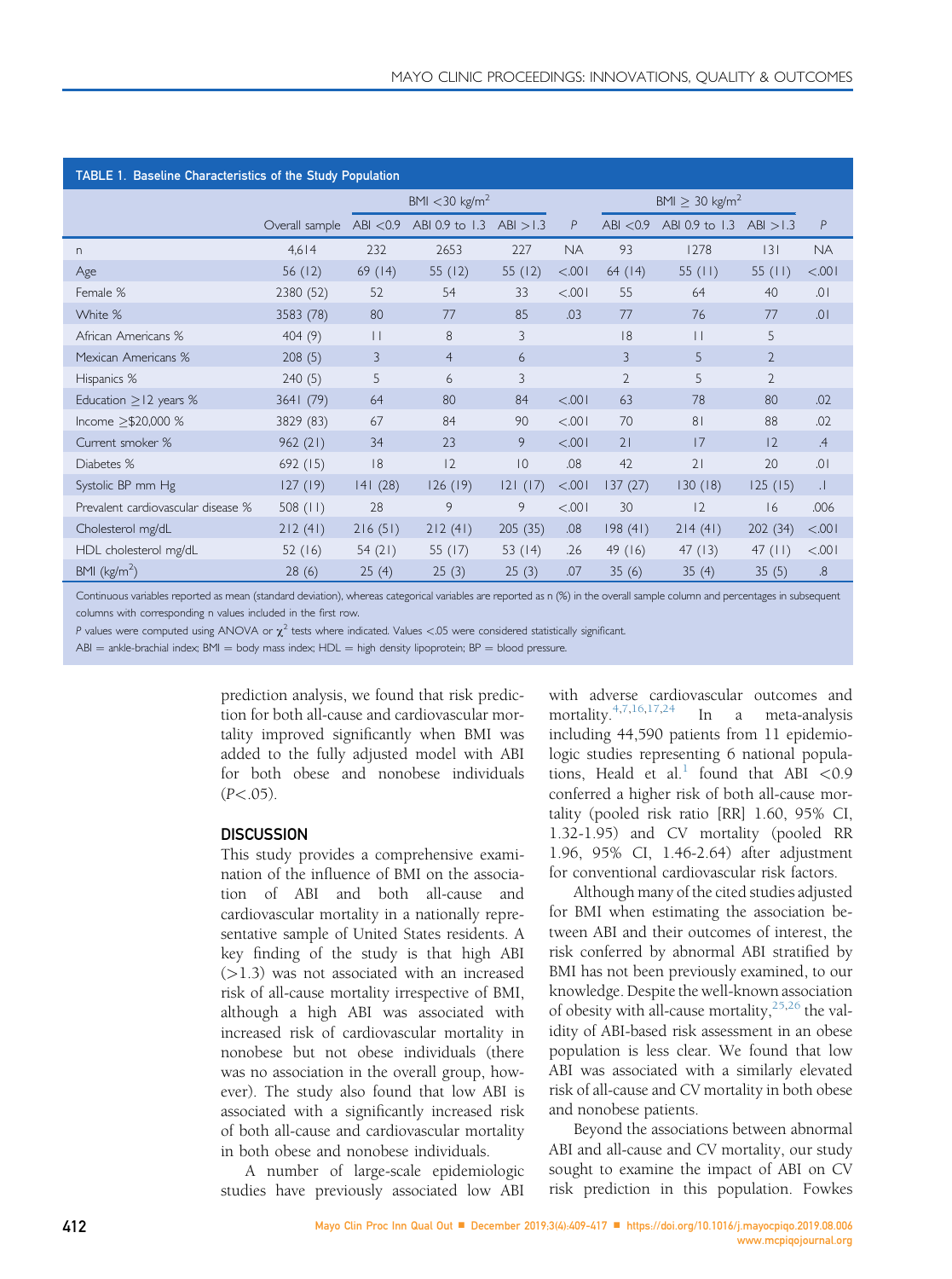**TABLE 1. Baseline Characteristics of the Study Population**

| | Overall sample | BMI <30 kg/m$^2$ | | | | BMI ≥ 30 kg/m$^2$ | | | |
|---|---|---|---|---|---|---|---|---|---|
| | | ABI <0.9 | ABI 0.9 to 1.3 | ABI >1.3 | *P* | ABI <0.9 | ABI 0.9 to 1.3 | ABI >1.3 | *P* |
| n | 4,614 | 232 | 2653 | 227 | NA | 93 | 1278 | 131 | NA |
| Age | 56 (12) | 69 (14) | 55 (12) | 55 (12) | <.001 | 64 (14) | 55 (11) | 55 (11) | <.001 |
| Female % | 2380 (52) | 52 | 54 | 33 | <.001 | 55 | 64 | 40 | .01 |
| White % | 3583 (78) | 80 | 77 | 85 | .03 | 77 | 76 | 77 | .01 |
| African Americans % | 404 (9) | 11 | 8 | 3 | | 18 | 11 | 5 | |
| Mexican Americans % | 208 (5) | 3 | 4 | 6 | | 3 | 5 | 2 | |
| Hispanics % | 240 (5) | 5 | 6 | 3 | | 2 | 5 | 2 | |
| Education ≥12 years % | 3641 (79) | 64 | 80 | 84 | <.001 | 63 | 78 | 80 | .02 |
| Income ≥$20,000 % | 3829 (83) | 67 | 84 | 90 | <.001 | 70 | 81 | 88 | .02 |
| Current smoker % | 962 (21) | 34 | 23 | 9 | <.001 | 21 | 17 | 12 | .4 |
| Diabetes % | 692 (15) | 18 | 12 | 10 | .08 | 42 | 21 | 20 | .01 |
| Systolic BP mm Hg | 127 (19) | 141 (28) | 126 (19) | 121 (17) | <.001 | 137 (27) | 130 (18) | 125 (15) | .1 |
| Prevalent cardiovascular disease % | 508 (11) | 28 | 9 | 9 | <.001 | 30 | 12 | 16 | .006 |
| Cholesterol mg/dL | 212 (41) | 216 (51) | 212 (41) | 205 (35) | .08 | 198 (41) | 214 (41) | 202 (34) | <.001 |
| HDL cholesterol mg/dL | 52 (16) | 54 (21) | 55 (17) | 53 (14) | .26 | 49 (16) | 47 (13) | 47 (11) | <.001 |
| BMI (kg/m$^2$) | 28 (6) | 25 (4) | 25 (3) | 25 (3) | .07 | 35 (6) | 35 (4) | 35 (5) | .8 |

Continuous variables reported as mean (standard deviation), whereas categorical variables are reported as n (%) in the overall sample column and percentages in subsequent columns with corresponding n values included in the first row.

*P* values were computed using ANOVA or $\chi^2$ tests where indicated. Values <.05 were considered statistically significant.

ABI = ankle-brachial index; BMI = body mass index; HDL = high density lipoprotein; BP = blood pressure.

prediction analysis, we found that risk prediction for both all-cause and cardiovascular mortality improved significantly when BMI was added to the fully adjusted model with ABI for both obese and nonobese individuals ($P<.05$).

## DISCUSSION

This study provides a comprehensive examination of the influence of BMI on the association of ABI and both all-cause and cardiovascular mortality in a nationally representative sample of United States residents. A key finding of the study is that high ABI (>1.3) was not associated with an increased risk of all-cause mortality irrespective of BMI, although a high ABI was associated with increased risk of cardiovascular mortality in nonobese but not obese individuals (there was no association in the overall group, however). The study also found that low ABI is associated with a significantly increased risk of both all-cause and cardiovascular mortality in both obese and nonobese individuals.

A number of large-scale epidemiologic studies have previously associated low ABI with adverse cardiovascular outcomes and mortality.[4,7,16,17,24] In a meta-analysis including 44,590 patients from 11 epidemiologic studies representing 6 national populations, Heald et al.[1] found that ABI <0.9 conferred a higher risk of both all-cause mortality (pooled risk ratio [RR] 1.60, 95% CI, 1.32-1.95) and CV mortality (pooled RR 1.96, 95% CI, 1.46-2.64) after adjustment for conventional cardiovascular risk factors.

Although many of the cited studies adjusted for BMI when estimating the association between ABI and their outcomes of interest, the risk conferred by abnormal ABI stratified by BMI has not been previously examined, to our knowledge. Despite the well-known association of obesity with all-cause mortality,[25,26] the validity of ABI-based risk assessment in an obese population is less clear. We found that low ABI was associated with a similarly elevated risk of all-cause and CV mortality in both obese and nonobese patients.

Beyond the associations between abnormal ABI and all-cause and CV mortality, our study sought to examine the impact of ABI on CV risk prediction in this population. Fowkes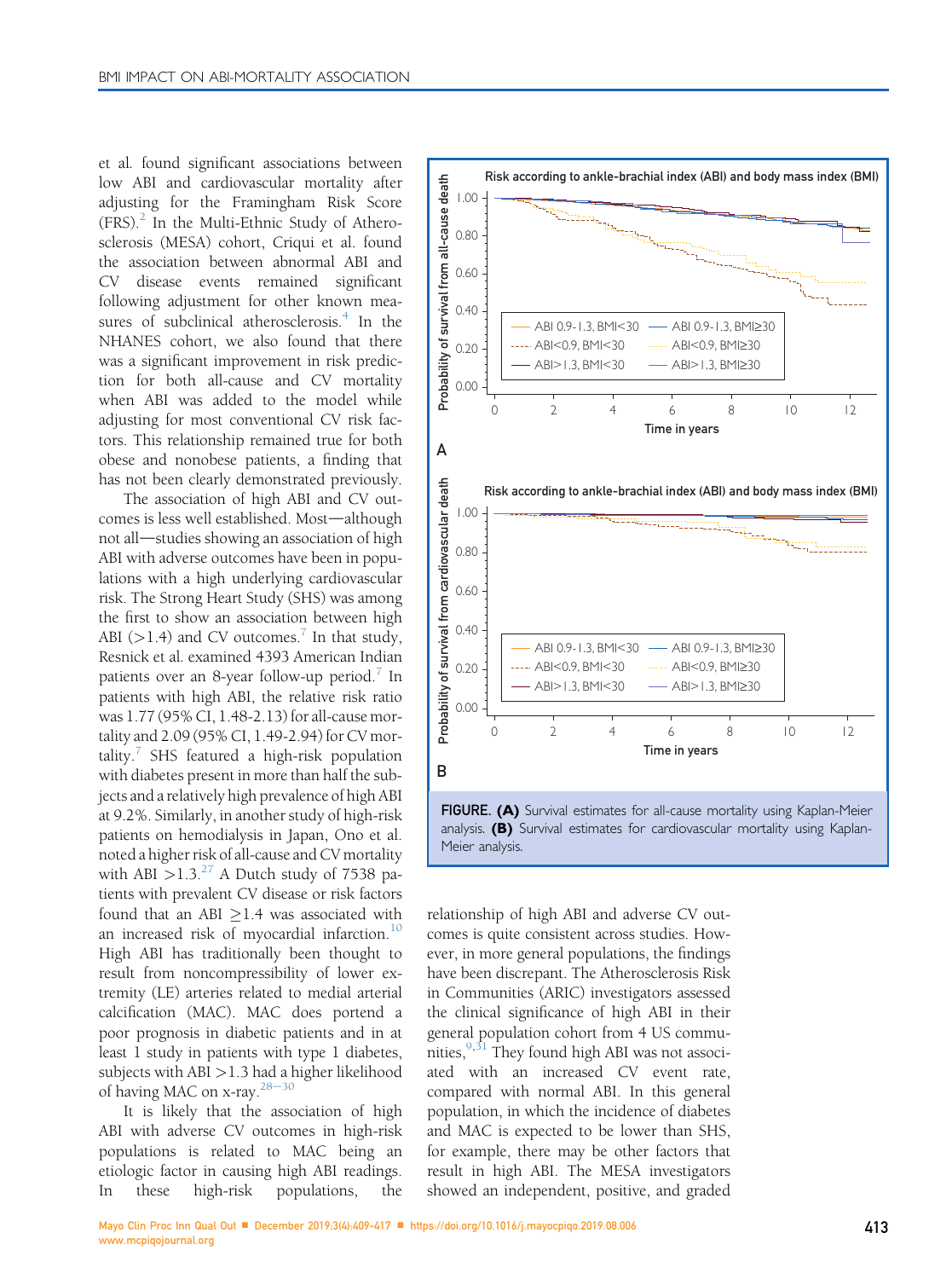et al. found significant associations between low ABI and cardiovascular mortality after adjusting for the Framingham Risk Score (FRS).[2] In the Multi-Ethnic Study of Atherosclerosis (MESA) cohort, Criqui et al. found the association between abnormal ABI and CV disease events remained significant following adjustment for other known measures of subclinical atherosclerosis.[4] In the NHANES cohort, we also found that there was a significant improvement in risk prediction for both all-cause and CV mortality when ABI was added to the model while adjusting for most conventional CV risk factors. This relationship remained true for both obese and nonobese patients, a finding that has not been clearly demonstrated previously.

The association of high ABI and CV outcomes is less well established. Most—although not all—studies showing an association of high ABI with adverse outcomes have been in populations with a high underlying cardiovascular risk. The Strong Heart Study (SHS) was among the first to show an association between high ABI (>1.4) and CV outcomes.[7] In that study, Resnick et al. examined 4393 American Indian patients over an 8-year follow-up period.[7] In patients with high ABI, the relative risk ratio was 1.77 (95% CI, 1.48-2.13) for all-cause mortality and 2.09 (95% CI, 1.49-2.94) for CV mortality.[7] SHS featured a high-risk population with diabetes present in more than half the subjects and a relatively high prevalence of high ABI at 9.2%. Similarly, in another study of high-risk patients on hemodialysis in Japan, Ono et al. noted a higher risk of all-cause and CV mortality with ABI >1.3.[27] A Dutch study of 7538 patients with prevalent CV disease or risk factors found that an ABI ≥1.4 was associated with an increased risk of myocardial infarction.[10] High ABI has traditionally been thought to result from noncompressibility of lower extremity (LE) arteries related to medial arterial calcification (MAC). MAC does portend a poor prognosis in diabetic patients and in at least 1 study in patients with type 1 diabetes, subjects with ABI >1.3 had a higher likelihood of having MAC on x-ray.[28-30]

It is likely that the association of high ABI with adverse CV outcomes in high-risk populations is related to MAC being an etiologic factor in causing high ABI readings. In these high-risk populations, the relationship of high ABI and adverse CV outcomes is quite consistent across studies. However, in more general populations, the findings have been discrepant. The Atherosclerosis Risk in Communities (ARIC) investigators assessed the clinical significance of high ABI in their general population cohort from 4 US communities.[9,31] They found high ABI was not associated with an increased CV event rate, compared with normal ABI. In this general population, in which the incidence of diabetes and MAC is expected to be lower than SHS, for example, there may be other factors that result in high ABI. The MESA investigators showed an independent, positive, and graded

**FIGURE. (A)** Survival estimates for all-cause mortality using Kaplan-Meier analysis. **(B)** Survival estimates for cardiovascular mortality using Kaplan-Meier analysis.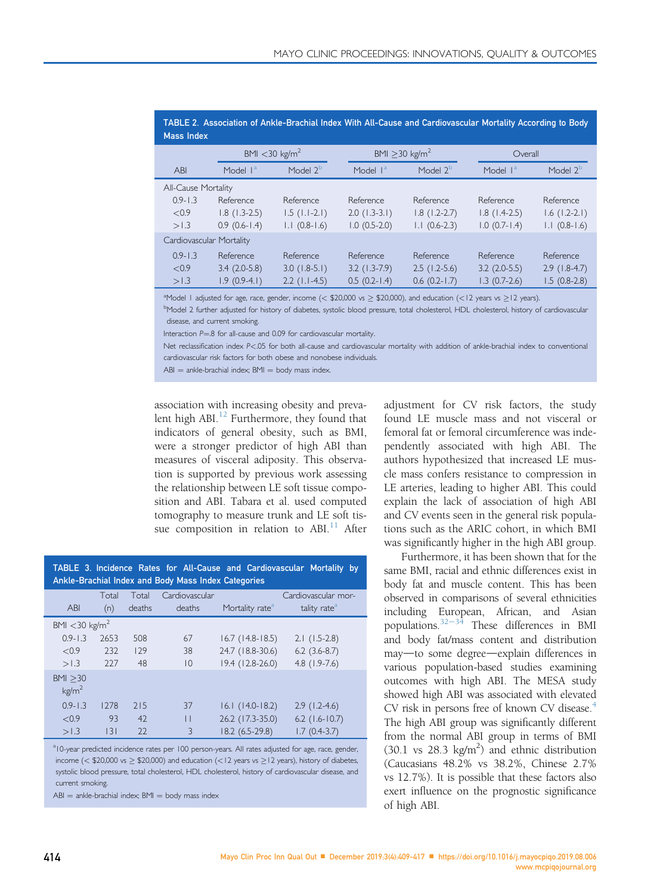TABLE 2. Association of Ankle-Brachial Index With All-Cause and Cardiovascular Mortality According to Body Mass Index

| ABI | BMI <30 kg/m$^2$ | | BMI ≥30 kg/m$^2$ | | Overall | |
|---|---|---|---|---|---|---|
| | Model 1[a] | Model 2[b] | Model 1[a] | Model 2[b] | Model 1[a] | Model 2[b] |
| All-Cause Mortality | | | | | | |
| 0.9-1.3 | Reference | Reference | Reference | Reference | Reference | Reference |
| <0.9 | 1.8 (1.3-2.5) | 1.5 (1.1-2.1) | 2.0 (1.3-3.1) | 1.8 (1.2-2.7) | 1.8 (1.4-2.5) | 1.6 (1.2-2.1) |
| >1.3 | 0.9 (0.6-1.4) | 1.1 (0.8-1.6) | 1.0 (0.5-2.0) | 1.1 (0.6-2.3) | 1.0 (0.7-1.4) | 1.1 (0.8-1.6) |
| Cardiovascular Mortality | | | | | | |
| 0.9-1.3 | Reference | Reference | Reference | Reference | Reference | Reference |
| <0.9 | 3.4 (2.0-5.8) | 3.0 (1.8-5.1) | 3.2 (1.3-7.9) | 2.5 (1.2-5.6) | 3.2 (2.0-5.5) | 2.9 (1.8-4.7) |
| >1.3 | 1.9 (0.9-4.1) | 2.2 (1.1-4.5) | 0.5 (0.2-1.4) | 0.6 (0.2-1.7) | 1.3 (0.7-2.6) | 1.5 (0.8-2.8) |

[a]Model 1 adjusted for age, race, gender, income (< \$20,000 vs ≥ \$20,000), and education (<12 years vs ≥12 years).

[b]Model 2 further adjusted for history of diabetes, systolic blood pressure, total cholesterol, HDL cholesterol, history of cardiovascular disease, and current smoking.

Interaction $P$=.8 for all-cause and 0.09 for cardiovascular mortality.

Net reclassification index $P$<.05 for both all-cause and cardiovascular mortality with addition of ankle-brachial index to conventional cardiovascular risk factors for both obese and nonobese individuals.

ABI = ankle-brachial index; BMI = body mass index.

association with increasing obesity and prevalent high ABI.[12] Furthermore, they found that indicators of general obesity, such as BMI, were a stronger predictor of high ABI than measures of visceral adiposity. This observation is supported by previous work assessing the relationship between LE soft tissue composition and ABI. Tabara et al. used computed tomography to measure trunk and LE soft tissue composition in relation to ABI.[11] After adjustment for CV risk factors, the study found LE muscle mass and not visceral or femoral fat or femoral circumference was independently associated with high ABI. The authors hypothesized that increased LE muscle mass confers resistance to compression in LE arteries, leading to higher ABI. This could explain the lack of association of high ABI and CV events seen in the general risk populations such as the ARIC cohort, in which BMI was significantly higher in the high ABI group.

Furthermore, it has been shown that for the same BMI, racial and ethnic differences exist in body fat and muscle content. This has been observed in comparisons of several ethnicities including European, African, and Asian populations.[32-34] These differences in BMI and body fat/mass content and distribution may—to some degree—explain differences in various population-based studies examining outcomes with high ABI. The MESA study showed high ABI was associated with elevated CV risk in persons free of known CV disease.[4] The high ABI group was significantly different from the normal ABI group in terms of BMI (30.1 vs 28.3 kg/m$^2$) and ethnic distribution (Caucasians 48.2% vs 38.2%, Chinese 2.7% vs 12.7%). It is possible that these factors also exert influence on the prognostic significance of high ABI.

TABLE 3. Incidence Rates for All-Cause and Cardiovascular Mortality by Ankle-Brachial Index and Body Mass Index Categories

| ABI | Total (n) | Total deaths | Cardiovascular deaths | Mortality rate[a] | Cardiovascular mortality rate[a] |
|---|---|---|---|---|---|
| BMI <30 kg/m$^2$ | | | | | |
| 0.9-1.3 | 2653 | 508 | 67 | 16.7 (14.8-18.5) | 2.1 (1.5-2.8) |
| <0.9 | 232 | 129 | 38 | 24.7 (18.8-30.6) | 6.2 (3.6-8.7) |
| >1.3 | 227 | 48 | 10 | 19.4 (12.8-26.0) | 4.8 (1.9-7.6) |
| BMI ≥30 kg/m$^2$ | | | | | |
| 0.9-1.3 | 1278 | 215 | 37 | 16.1 (14.0-18.2) | 2.9 (1.2-4.6) |
| <0.9 | 93 | 42 | 11 | 26.2 (17.3-35.0) | 6.2 (1.6-10.7) |
| >1.3 | 131 | 22 | 3 | 18.2 (6.5-29.8) | 1.7 (0.4-3.7) |

[a]10-year predicted incidence rates per 100 person-years. All rates adjusted for age, race, gender, income (< \$20,000 vs ≥ \$20,000) and education (<12 years vs ≥12 years), history of diabetes, systolic blood pressure, total cholesterol, HDL cholesterol, history of cardiovascular disease, and current smoking.

ABI = ankle-brachial index; BMI = body mass index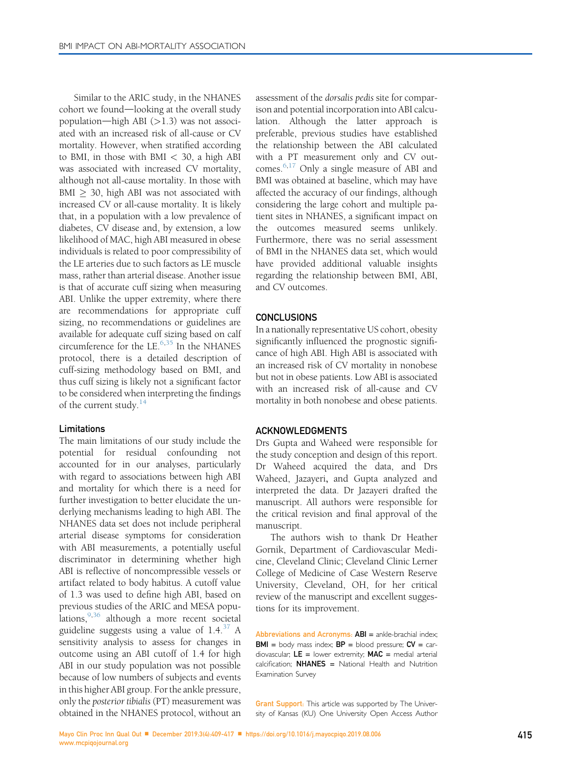Similar to the ARIC study, in the NHANES cohort we found—looking at the overall study population—high ABI (>1.3) was not associated with an increased risk of all-cause or CV mortality. However, when stratified according to BMI, in those with BMI < 30, a high ABI was associated with increased CV mortality, although not all-cause mortality. In those with BMI ≥ 30, high ABI was not associated with increased CV or all-cause mortality. It is likely that, in a population with a low prevalence of diabetes, CV disease and, by extension, a low likelihood of MAC, high ABI measured in obese individuals is related to poor compressibility of the LE arteries due to such factors as LE muscle mass, rather than arterial disease. Another issue is that of accurate cuff sizing when measuring ABI. Unlike the upper extremity, where there are recommendations for appropriate cuff sizing, no recommendations or guidelines are available for adequate cuff sizing based on calf circumference for the LE.[6,35] In the NHANES protocol, there is a detailed description of cuff-sizing methodology based on BMI, and thus cuff sizing is likely not a significant factor to be considered when interpreting the findings of the current study.[14]

### Limitations

The main limitations of our study include the potential for residual confounding not accounted for in our analyses, particularly with regard to associations between high ABI and mortality for which there is a need for further investigation to better elucidate the underlying mechanisms leading to high ABI. The NHANES data set does not include peripheral arterial disease symptoms for consideration with ABI measurements, a potentially useful discriminator in determining whether high ABI is reflective of noncompressible vessels or artifact related to body habitus. A cutoff value of 1.3 was used to define high ABI, based on previous studies of the ARIC and MESA populations,[9,36] although a more recent societal guideline suggests using a value of 1.4.[37] A sensitivity analysis to assess for changes in outcome using an ABI cutoff of 1.4 for high ABI in our study population was not possible because of low numbers of subjects and events in this higher ABI group. For the ankle pressure, only the *posterior tibialis* (PT) measurement was obtained in the NHANES protocol, without an assessment of the *dorsalis pedis* site for comparison and potential incorporation into ABI calculation. Although the latter approach is preferable, previous studies have established the relationship between the ABI calculated with a PT measurement only and CV outcomes.[6,17] Only a single measure of ABI and BMI was obtained at baseline, which may have affected the accuracy of our findings, although considering the large cohort and multiple patient sites in NHANES, a significant impact on the outcomes measured seems unlikely. Furthermore, there was no serial assessment of BMI in the NHANES data set, which would have provided additional valuable insights regarding the relationship between BMI, ABI, and CV outcomes.

## CONCLUSIONS

In a nationally representative US cohort, obesity significantly influenced the prognostic significance of high ABI. High ABI is associated with an increased risk of CV mortality in nonobese but not in obese patients. Low ABI is associated with an increased risk of all-cause and CV mortality in both nonobese and obese patients.

## ACKNOWLEDGMENTS

Drs Gupta and Waheed were responsible for the study conception and design of this report. Dr Waheed acquired the data, and Drs Waheed, Jazayeri, and Gupta analyzed and interpreted the data. Dr Jazayeri drafted the manuscript. All authors were responsible for the critical revision and final approval of the manuscript.

The authors wish to thank Dr Heather Gornik, Department of Cardiovascular Medicine, Cleveland Clinic; Cleveland Clinic Lerner College of Medicine of Case Western Reserve University, Cleveland, OH, for her critical review of the manuscript and excellent suggestions for its improvement.

Abbreviations and Acronyms: **ABI** = ankle-brachial index; **BMI** = body mass index; **BP** = blood pressure; **CV** = cardiovascular; **LE** = lower extremity; **MAC** = medial arterial calcification; **NHANES** = National Health and Nutrition Examination Survey

Grant Support: This article was supported by The University of Kansas (KU) One University Open Access Author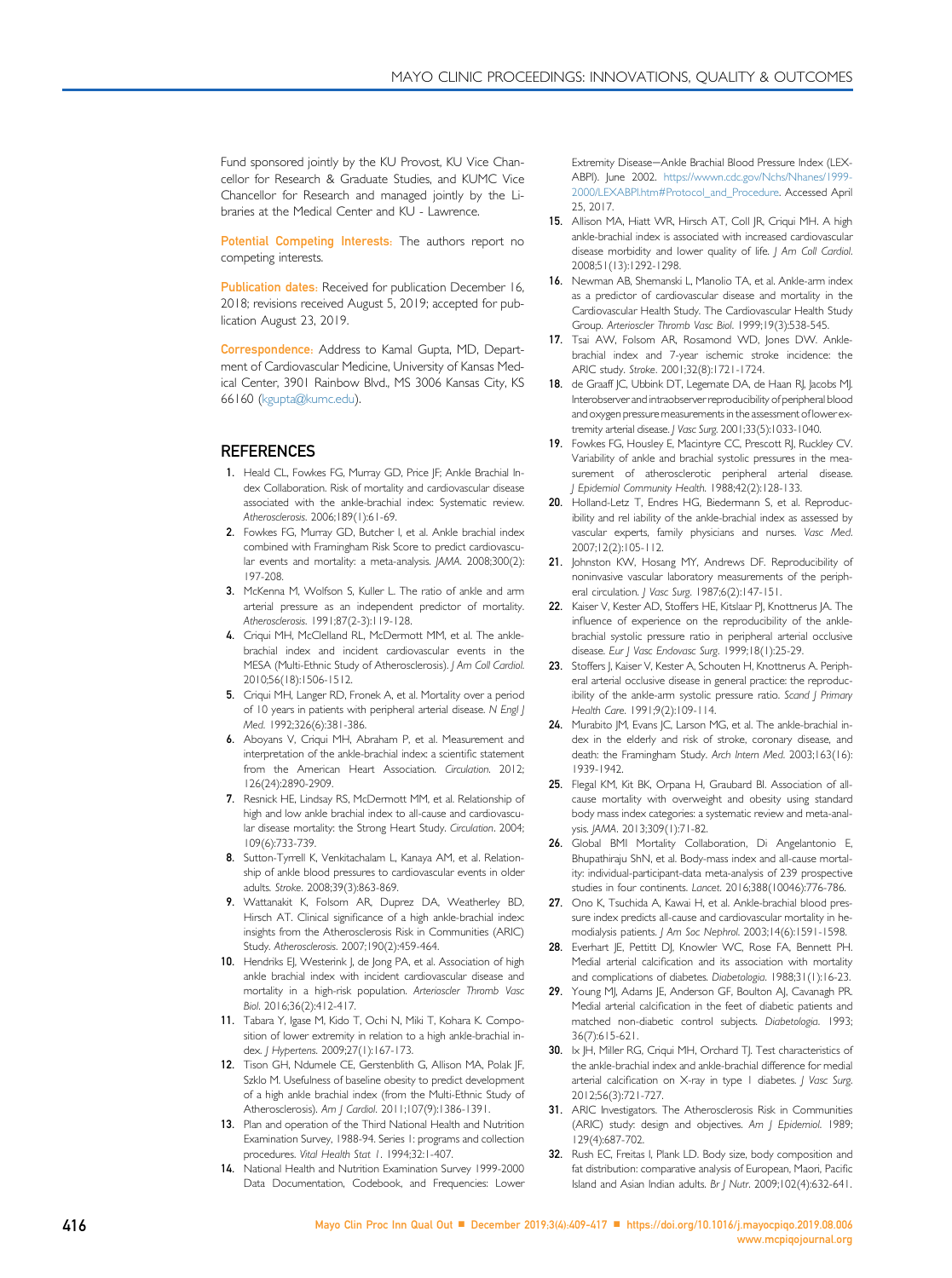Fund sponsored jointly by the KU Provost, KU Vice Chancellor for Research & Graduate Studies, and KUMC Vice Chancellor for Research and managed jointly by the Libraries at the Medical Center and KU - Lawrence.

**Potential Competing Interests:** The authors report no competing interests.

**Publication dates:** Received for publication December 16, 2018; revisions received August 5, 2019; accepted for publication August 23, 2019.

**Correspondence:** Address to Kamal Gupta, MD, Department of Cardiovascular Medicine, University of Kansas Medical Center, 3901 Rainbow Blvd., MS 3006 Kansas City, KS 66160 (kgupta@kumc.edu).

## REFERENCES

1. Heald CL, Fowkes FG, Murray GD, Price JF; Ankle Brachial Index Collaboration. Risk of mortality and cardiovascular disease associated with the ankle-brachial index: Systematic review. *Atherosclerosis*. 2006;189(1):61-69.
2. Fowkes FG, Murray GD, Butcher I, et al. Ankle brachial index combined with Framingham Risk Score to predict cardiovascular events and mortality: a meta-analysis. *JAMA*. 2008;300(2):197-208.
3. McKenna M, Wolfson S, Kuller L. The ratio of ankle and arm arterial pressure as an independent predictor of mortality. *Atherosclerosis*. 1991;87(2-3):119-128.
4. Criqui MH, McClelland RL, McDermott MM, et al. The ankle-brachial index and incident cardiovascular events in the MESA (Multi-Ethnic Study of Atherosclerosis). *J Am Coll Cardiol*. 2010;56(18):1506-1512.
5. Criqui MH, Langer RD, Fronek A, et al. Mortality over a period of 10 years in patients with peripheral arterial disease. *N Engl J Med*. 1992;326(6):381-386.
6. Aboyans V, Criqui MH, Abraham P, et al. Measurement and interpretation of the ankle-brachial index: a scientific statement from the American Heart Association. *Circulation*. 2012;126(24):2890-2909.
7. Resnick HE, Lindsay RS, McDermott MM, et al. Relationship of high and low ankle brachial index to all-cause and cardiovascular disease mortality: the Strong Heart Study. *Circulation*. 2004;109(6):733-739.
8. Sutton-Tyrrell K, Venkitachalam L, Kanaya AM, et al. Relationship of ankle blood pressures to cardiovascular events in older adults. *Stroke*. 2008;39(3):863-869.
9. Wattanakit K, Folsom AR, Duprez DA, Weatherley BD, Hirsch AT. Clinical significance of a high ankle-brachial index: insights from the Atherosclerosis Risk in Communities (ARIC) Study. *Atherosclerosis*. 2007;190(2):459-464.
10. Hendriks EJ, Westerink J, de Jong PA, et al. Association of high ankle brachial index with incident cardiovascular disease and mortality in a high-risk population. *Arterioscler Thromb Vasc Biol*. 2016;36(2):412-417.
11. Tabara Y, Igase M, Kido T, Ochi N, Miki T, Kohara K. Composition of lower extremity in relation to a high ankle-brachial index. *J Hypertens*. 2009;27(1):167-173.
12. Tison GH, Ndumele CE, Gerstenblith G, Allison MA, Polak JF, Szklo M. Usefulness of baseline obesity to predict development of a high ankle brachial index (from the Multi-Ethnic Study of Atherosclerosis). *Am J Cardiol*. 2011;107(9):1386-1391.
13. Plan and operation of the Third National Health and Nutrition Examination Survey, 1988-94. Series 1: programs and collection procedures. *Vital Health Stat 1*. 1994;32:1-407.
14. National Health and Nutrition Examination Survey 1999-2000 Data Documentation, Codebook, and Frequencies: Lower Extremity Disease—Ankle Brachial Blood Pressure Index (LEXABPI). June 2002. https://wwwn.cdc.gov/Nchs/Nhanes/1999-2000/LEXABPI.htm#Protocol_and_Procedure. Accessed April 25, 2017.
15. Allison MA, Hiatt WR, Hirsch AT, Coll JR, Criqui MH. A high ankle-brachial index is associated with increased cardiovascular disease morbidity and lower quality of life. *J Am Coll Cardiol*. 2008;51(13):1292-1298.
16. Newman AB, Shemanski L, Manolio TA, et al. Ankle-arm index as a predictor of cardiovascular disease and mortality in the Cardiovascular Health Study. The Cardiovascular Health Study Group. *Arterioscler Thromb Vasc Biol*. 1999;19(3):538-545.
17. Tsai AW, Folsom AR, Rosamond WD, Jones DW. Ankle-brachial index and 7-year ischemic stroke incidence: the ARIC study. *Stroke*. 2001;32(8):1721-1724.
18. de Graaff JC, Ubbink DT, Legemate DA, de Haan RJ, Jacobs MJ. Interobserver and intraobserver reproducibility of peripheral blood and oxygen pressure measurements in the assessment of lower extremity arterial disease. *J Vasc Surg*. 2001;33(5):1033-1040.
19. Fowkes FG, Housley E, Macintyre CC, Prescott RJ, Ruckley CV. Variability of ankle and brachial systolic pressures in the measurement of atherosclerotic peripheral arterial disease. *J Epidemiol Community Health*. 1988;42(2):128-133.
20. Holland-Letz T, Endres HG, Biedermann S, et al. Reproducibility and rel iability of the ankle-brachial index as assessed by vascular experts, family physicians and nurses. *Vasc Med*. 2007;12(2):105-112.
21. Johnston KW, Hosang MY, Andrews DF. Reproducibility of noninvasive vascular laboratory measurements of the peripheral circulation. *J Vasc Surg*. 1987;6(2):147-151.
22. Kaiser V, Kester AD, Stoffers HE, Kitslaar PJ, Knottnerus JA. The influence of experience on the reproducibility of the ankle-brachial systolic pressure ratio in peripheral arterial occlusive disease. *Eur J Vasc Endovasc Surg*. 1999;18(1):25-29.
23. Stoffers J, Kaiser V, Kester A, Schouten H, Knottnerus A. Peripheral arterial occlusive disease in general practice: the reproducibility of the ankle-arm systolic pressure ratio. *Scand J Primary Health Care*. 1991;9(2):109-114.
24. Murabito JM, Evans JC, Larson MG, et al. The ankle-brachial index in the elderly and risk of stroke, coronary disease, and death: the Framingham Study. *Arch Intern Med*. 2003;163(16):1939-1942.
25. Flegal KM, Kit BK, Orpana H, Graubard BI. Association of all-cause mortality with overweight and obesity using standard body mass index categories: a systematic review and meta-analysis. *JAMA*. 2013;309(1):71-82.
26. Global BMI Mortality Collaboration, Di Angelantonio E, Bhupathiraju ShN, et al. Body-mass index and all-cause mortality: individual-participant-data meta-analysis of 239 prospective studies in four continents. *Lancet*. 2016;388(10046):776-786.
27. Ono K, Tsuchida A, Kawai H, et al. Ankle-brachial blood pressure index predicts all-cause and cardiovascular mortality in hemodialysis patients. *J Am Soc Nephrol*. 2003;14(6):1591-1598.
28. Everhart JE, Pettitt DJ, Knowler WC, Rose FA, Bennett PH. Medial arterial calcification and its association with mortality and complications of diabetes. *Diabetologia*. 1988;31(1):16-23.
29. Young MJ, Adams JE, Anderson GF, Boulton AJ, Cavanagh PR. Medial arterial calcification in the feet of diabetic patients and matched non-diabetic control subjects. *Diabetologia*. 1993;36(7):615-621.
30. Ix JH, Miller RG, Criqui MH, Orchard TJ. Test characteristics of the ankle-brachial index and ankle-brachial difference for medial arterial calcification on X-ray in type 1 diabetes. *J Vasc Surg*. 2012;56(3):721-727.
31. ARIC Investigators. The Atherosclerosis Risk in Communities (ARIC) study: design and objectives. *Am J Epidemiol*. 1989;129(4):687-702.
32. Rush EC, Freitas I, Plank LD. Body size, body composition and fat distribution: comparative analysis of European, Maori, Pacific Island and Asian Indian adults. *Br J Nutr*. 2009;102(4):632-641.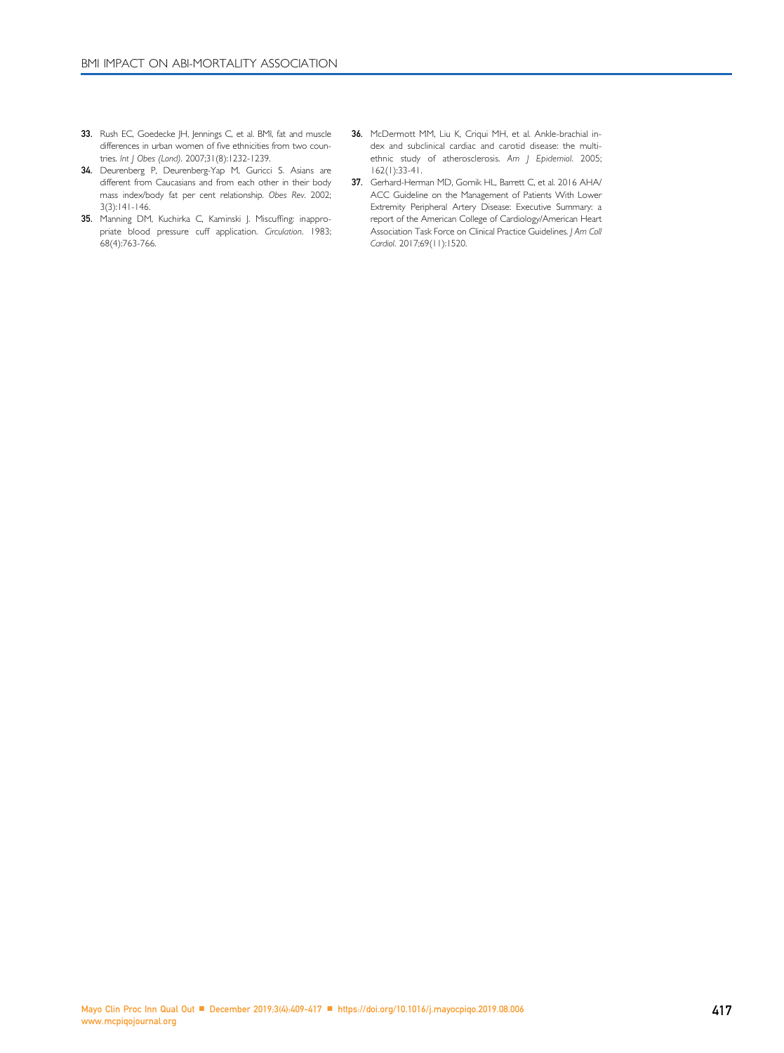33. Rush EC, Goedecke JH, Jennings C, et al. BMI, fat and muscle differences in urban women of five ethnicities from two countries. *Int J Obes (Lond)*. 2007;31(8):1232-1239.
34. Deurenberg P, Deurenberg-Yap M, Guricci S. Asians are different from Caucasians and from each other in their body mass index/body fat per cent relationship. *Obes Rev*. 2002; 3(3):141-146.
35. Manning DM, Kuchirka C, Kaminski J. Miscuffing: inappropriate blood pressure cuff application. *Circulation*. 1983; 68(4):763-766.
36. McDermott MM, Liu K, Criqui MH, et al. Ankle-brachial index and subclinical cardiac and carotid disease: the multi-ethnic study of atherosclerosis. *Am J Epidemiol*. 2005; 162(1):33-41.
37. Gerhard-Herman MD, Gornik HL, Barrett C, et al. 2016 AHA/ACC Guideline on the Management of Patients With Lower Extremity Peripheral Artery Disease: Executive Summary: a report of the American College of Cardiology/American Heart Association Task Force on Clinical Practice Guidelines. *J Am Coll Cardiol*. 2017;69(11):1520.